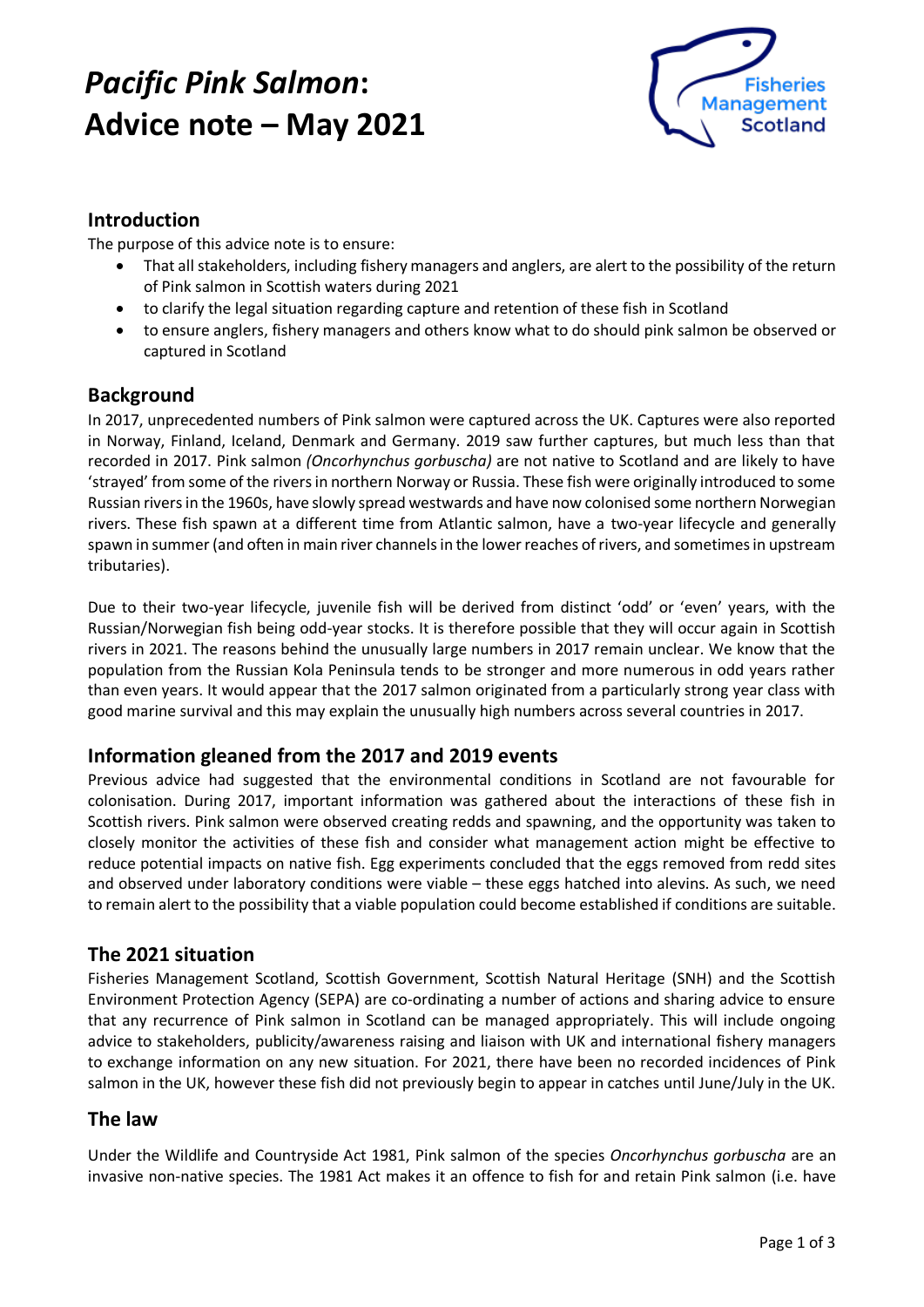# *Pacific Pink Salmon*: Advice note – May 2021

## Introduction

The purpose of this advice note is to ensure:

- That all stakeholders, including fishery managers and anglers, are alert to the possibility of the return of Pink salmon in Scottish waters during 2021
- to clarify the legal situation regarding capture and retention of these fish in Scotland
- to ensure anglers, fishery managers and others know what to do should pink salmon be observed or captured in Scotland

## Background

In 2017, unprecedented numbers of Pink salmon were captured across the UK. Captures were also reported in Norway, Finland, Iceland, Denmark and Germany. 2019 saw further captures, but much less than that recorded in 2017. Pink salmon *(Oncorhynchus gorbuscha)* are not native to Scotland and are likely to have 'strayed' from some of the rivers in northern Norway or Russia. These fish were originally introduced to some Russian rivers in the 1960s, have slowly spread westwards and have now colonised some northern Norwegian rivers. These fish spawn at a different time from Atlantic salmon, have a two-year lifecycle and generally spawn in summer (and often in main river channels in the lower reaches of rivers, and sometimes in upstream tributaries).

Due to their two-year lifecycle, juvenile fish will be derived from distinct 'odd' or 'even' years, with the Russian/Norwegian fish being odd-year stocks. It is therefore possible that they will occur again in Scottish rivers in 2021. The reasons behind the unusually large numbers in 2017 remain unclear. We know that the population from the Russian Kola Peninsula tends to be stronger and more numerous in odd years rather than even years. It would appear that the 2017 salmon originated from a particularly strong year class with good marine survival and this may explain the unusually high numbers across several countries in 2017.

## Information gleaned from the 2017 and 2019 events

Previous advice had suggested that the environmental conditions in Scotland are not favourable for colonisation. During 2017, important information was gathered about the interactions of these fish in Scottish rivers. Pink salmon were observed creating redds and spawning, and the opportunity was taken to closely monitor the activities of these fish and consider what management action might be effective to reduce potential impacts on native fish. Egg experiments concluded that the eggs removed from redd sites and observed under laboratory conditions were viable – these eggs hatched into alevins. As such, we need to remain alert to the possibility that a viable population could become established if conditions are suitable.

## The 2021 situation

Fisheries Management Scotland, Scottish Government, Scottish Natural Heritage (SNH) and the Scottish Environment Protection Agency (SEPA) are co-ordinating a number of actions and sharing advice to ensure that any recurrence of Pink salmon in Scotland can be managed appropriately. This will include ongoing advice to stakeholders, publicity/awareness raising and liaison with UK and international fishery managers to exchange information on any new situation. For 2021, there have been no recorded incidences of Pink salmon in the UK, however these fish did not previously begin to appear in catches until June/July in the UK.

## The law

Under the Wildlife and Countryside Act 1981, Pink salmon of the species *Oncorhynchus gorbuscha* are an invasive non-native species. The 1981 Act makes it an offence to fish for and retain Pink salmon (i.e. have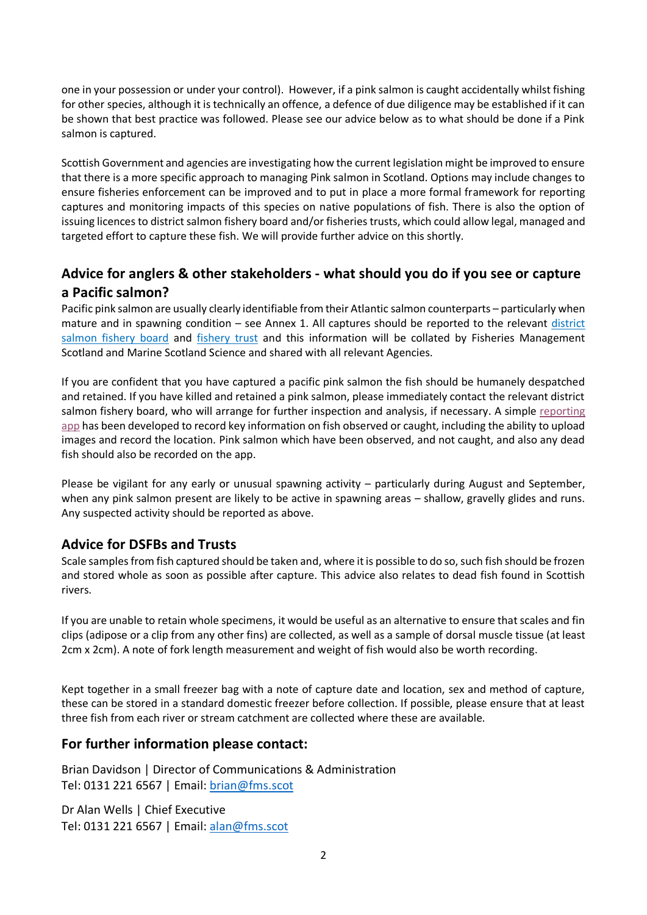one in your possession or under your control). However, if a pink salmon is caught accidentally whilst fishing for other species, although it is technically an offence, a defence of due diligence may be established if it can be shown that best practice was followed. Please see our advice below as to what should be done if a Pink salmon is captured.

Scottish Government and agencies are investigating how the current legislation might be improved to ensure that there is a more specific approach to managing Pink salmon in Scotland. Options may include changes to ensure fisheries enforcement can be improved and to put in place a more formal framework for reporting captures and monitoring impacts of this species on native populations of fish. There is also the option of issuing licences to district salmon fishery board and/or fisheries trusts, which could allow legal, managed and targeted effort to capture these fish. We will provide further advice on this shortly.

## Advice for anglers & other stakeholders - what should you do if you see or capture a Pacific salmon?

Pacific pink salmon are usually clearly identifiable from their Atlantic salmon counterparts – particularly when mature and in spawning condition – see Annex 1. All captures should be reported to the relevant district salmon fishery board and fishery trust and this information will be collated by Fisheries Management Scotland and Marine Scotland Science and shared with all relevant Agencies.

If you are confident that you have captured a pacific pink salmon the fish should be humanely despatched and retained. If you have killed and retained a pink salmon, please immediately contact the relevant district salmon fishery board, who will arrange for further inspection and analysis, if necessary. A simple reporting app has been developed to record key information on fish observed or caught, including the ability to upload images and record the location. Pink salmon which have been observed, and not caught, and also any dead fish should also be recorded on the app.

Please be vigilant for any early or unusual spawning activity – particularly during August and September, when any pink salmon present are likely to be active in spawning areas – shallow, gravelly glides and runs. Any suspected activity should be reported as above.

## Advice for DSFBs and Trusts

Scale samples from fish captured should be taken and, where it is possible to do so, such fish should be frozen and stored whole as soon as possible after capture. This advice also relates to dead fish found in Scottish rivers.

If you are unable to retain whole specimens, it would be useful as an alternative to ensure that scales and fin clips (adipose or a clip from any other fins) are collected, as well as a sample of dorsal muscle tissue (at least 2cm x 2cm). A note of fork length measurement and weight of fish would also be worth recording.

Kept together in a small freezer bag with a note of capture date and location, sex and method of capture, these can be stored in a standard domestic freezer before collection. If possible, please ensure that at least three fish from each river or stream catchment are collected where these are available.

## For further information please contact:

Brian Davidson | Director of Communications & Administration
Tel: 0131 221 6567 | Email: brian@fms.scot

Dr Alan Wells | Chief Executive
Tel: 0131 221 6567 | Email: alan@fms.scot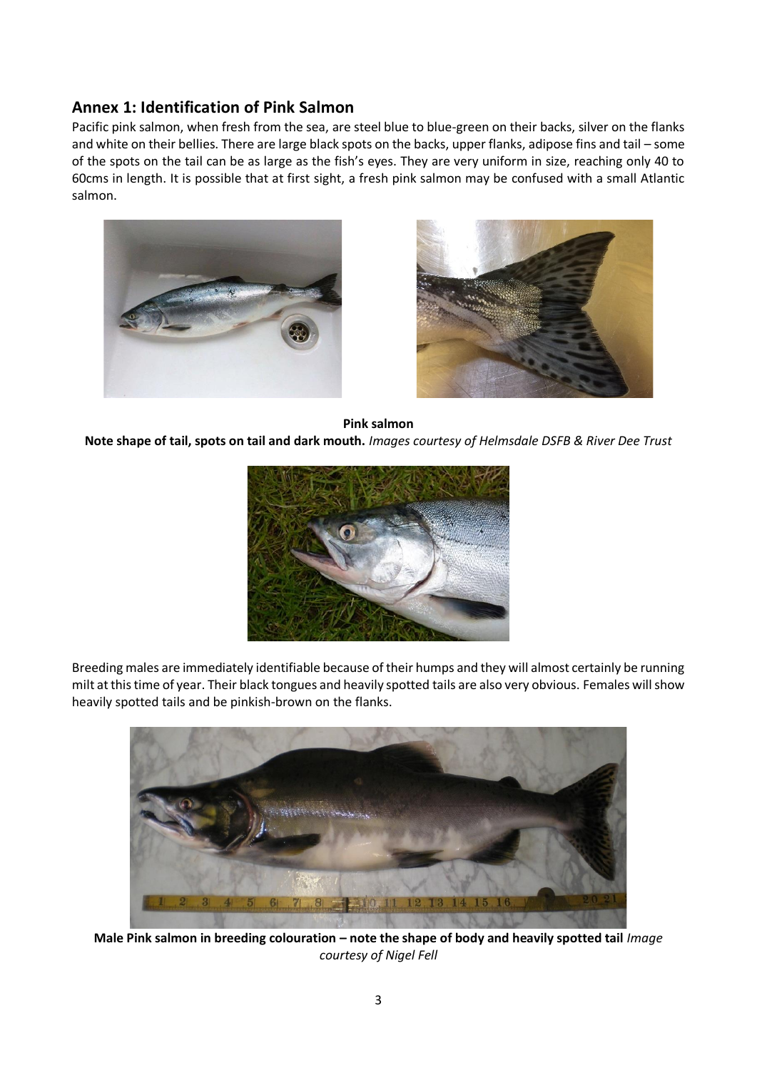## Annex 1: Identification of Pink Salmon

Pacific pink salmon, when fresh from the sea, are steel blue to blue-green on their backs, silver on the flanks and white on their bellies. There are large black spots on the backs, upper flanks, adipose fins and tail – some of the spots on the tail can be as large as the fish's eyes. They are very uniform in size, reaching only 40 to 60cms in length. It is possible that at first sight, a fresh pink salmon may be confused with a small Atlantic salmon.

**Pink salmon**

**Note shape of tail, spots on tail and dark mouth.** *Images courtesy of Helmsdale DSFB & River Dee Trust*

Breeding males are immediately identifiable because of their humps and they will almost certainly be running milt at this time of year. Their black tongues and heavily spotted tails are also very obvious. Females will show heavily spotted tails and be pinkish-brown on the flanks.

**Male Pink salmon in breeding colouration – note the shape of body and heavily spotted tail** *Image courtesy of Nigel Fell*